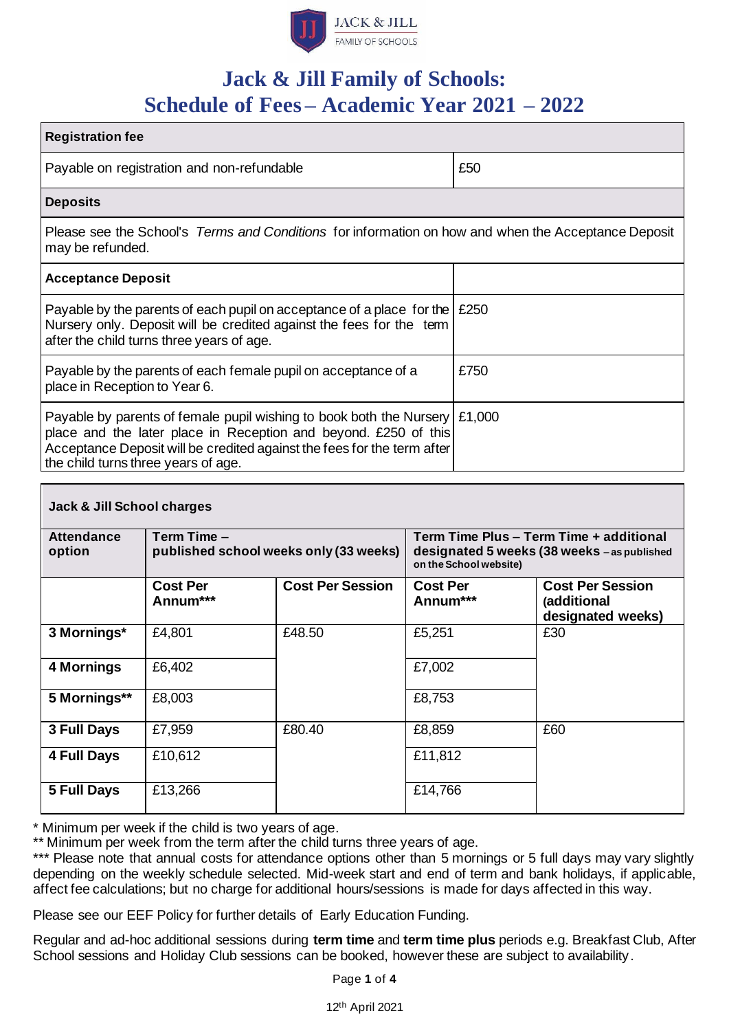# Jack & Jill Family of Schools: Schedule of Fees – Academic Year 2021 – 2022

| **Registration fee** | |
|---|---|
| Payable on registration and non-refundable | £50 |
| **Deposits** | |
| Please see the School's *Terms and Conditions* for information on how and when the Acceptance Deposit may be refunded. | |
| **Acceptance Deposit** | |
| Payable by the parents of each pupil on acceptance of a place for the Nursery only. Deposit will be credited against the fees for the term after the child turns three years of age. | £250 |
| Payable by the parents of each female pupil on acceptance of a place in Reception to Year 6. | £750 |
| Payable by parents of female pupil wishing to book both the Nursery place and the later place in Reception and beyond. £250 of this Acceptance Deposit will be credited against the fees for the term after the child turns three years of age. | £1,000 |

**Jack & Jill School charges**

| **Attendance option** | **Term Time – published school weeks only (33 weeks)** | | **Term Time Plus – Term Time + additional designated 5 weeks (38 weeks – as published on the School website)** | |
|---|---|---|---|---|
| | **Cost Per Annum*** ** | **Cost Per Session** | **Cost Per Annum*** ** | **Cost Per Session (additional designated weeks)** |
| **3 Mornings*** | £4,801 | £48.50 | £5,251 | £30 |
| **4 Mornings** | £6,402 | | £7,002 | |
| **5 Mornings**** | £8,003 | | £8,753 | |
| **3 Full Days** | £7,959 | £80.40 | £8,859 | £60 |
| **4 Full Days** | £10,612 | | £11,812 | |
| **5 Full Days** | £13,266 | | £14,766 | |

\* Minimum per week if the child is two years of age.

** Minimum per week from the term after the child turns three years of age.

*** Please note that annual costs for attendance options other than 5 mornings or 5 full days may vary slightly depending on the weekly schedule selected. Mid-week start and end of term and bank holidays, if applicable, affect fee calculations; but no charge for additional hours/sessions is made for days affected in this way.

Please see our EEF Policy for further details of Early Education Funding.

Regular and ad-hoc additional sessions during **term time** and **term time plus** periods e.g. Breakfast Club, After School sessions and Holiday Club sessions can be booked, however these are subject to availability.

12th April 2021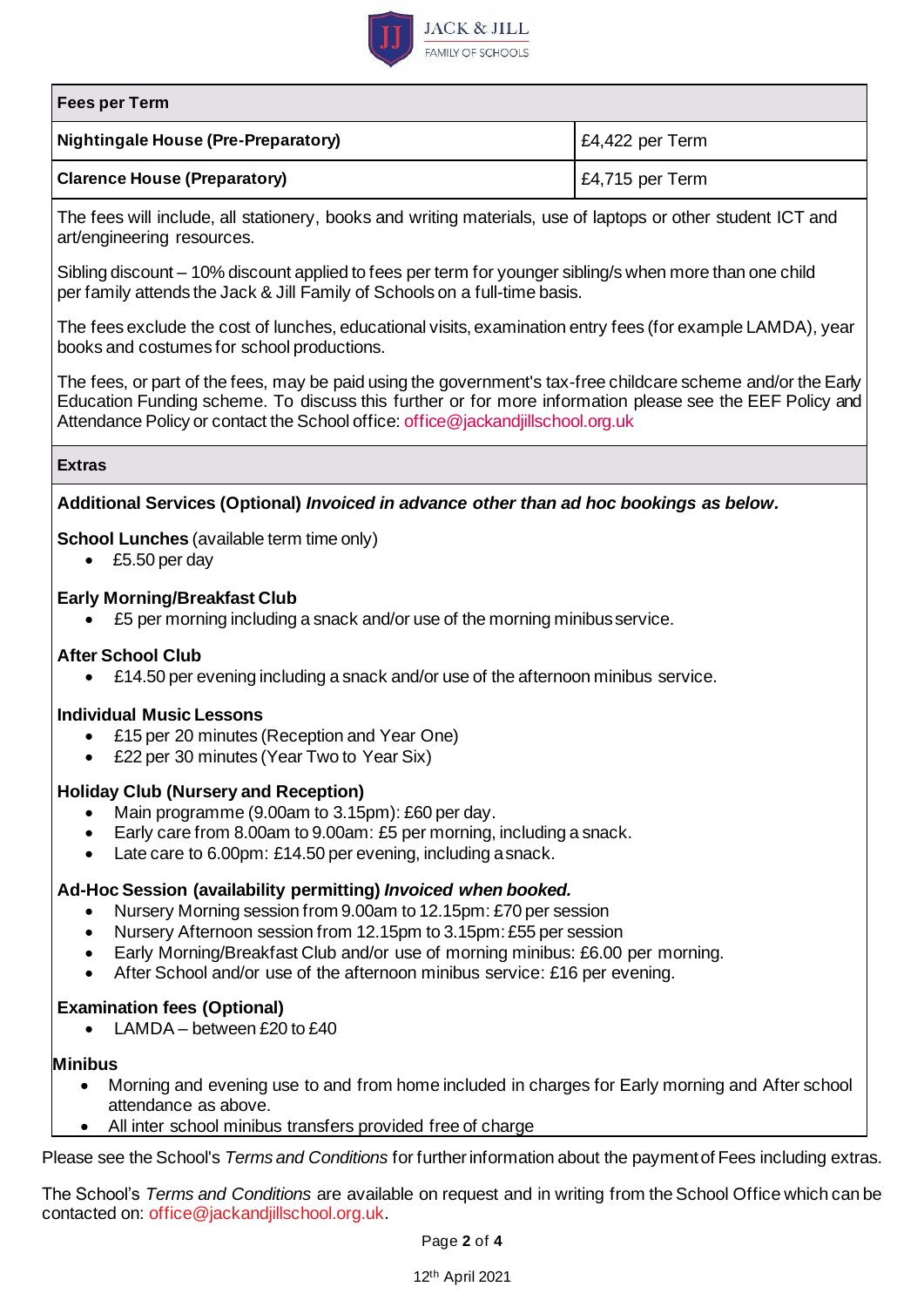| Fees per Term | |
|---|---|
| **Nightingale House (Pre-Preparatory)** | £4,422 per Term |
| **Clarence House (Preparatory)** | £4,715 per Term |

The fees will include, all stationery, books and writing materials, use of laptops or other student ICT and art/engineering resources.

Sibling discount – 10% discount applied to fees per term for younger sibling/s when more than one child per family attends the Jack & Jill Family of Schools on a full-time basis.

The fees exclude the cost of lunches, educational visits, examination entry fees (for example LAMDA), year books and costumes for school productions.

The fees, or part of the fees, may be paid using the government's tax-free childcare scheme and/or the Early Education Funding scheme. To discuss this further or for more information please see the EEF Policy and Attendance Policy or contact the School office: office@jackandjillschool.org.uk

**Extras**

**Additional Services (Optional)** ***Invoiced in advance other than ad hoc bookings as below.***

**School Lunches** (available term time only)

- £5.50 per day

**Early Morning/Breakfast Club**

- £5 per morning including a snack and/or use of the morning minibus service.

**After School Club**

- £14.50 per evening including a snack and/or use of the afternoon minibus service.

**Individual Music Lessons**

- £15 per 20 minutes (Reception and Year One)
- £22 per 30 minutes (Year Two to Year Six)

**Holiday Club (Nursery and Reception)**

- Main programme (9.00am to 3.15pm): £60 per day.
- Early care from 8.00am to 9.00am: £5 per morning, including a snack.
- Late care to 6.00pm: £14.50 per evening, including a snack.

**Ad-Hoc Session (availability permitting)** ***Invoiced when booked.***

- Nursery Morning session from 9.00am to 12.15pm: £70 per session
- Nursery Afternoon session from 12.15pm to 3.15pm: £55 per session
- Early Morning/Breakfast Club and/or use of morning minibus: £6.00 per morning.
- After School and/or use of the afternoon minibus service: £16 per evening.

**Examination fees (Optional)**

- LAMDA – between £20 to £40

**Minibus**

- Morning and evening use to and from home included in charges for Early morning and After school attendance as above.
- All inter school minibus transfers provided free of charge

Please see the School's *Terms and Conditions* for further information about the payment of Fees including extras.

The School's *Terms and Conditions* are available on request and in writing from the School Office which can be contacted on: office@jackandjillschool.org.uk.

12th April 2021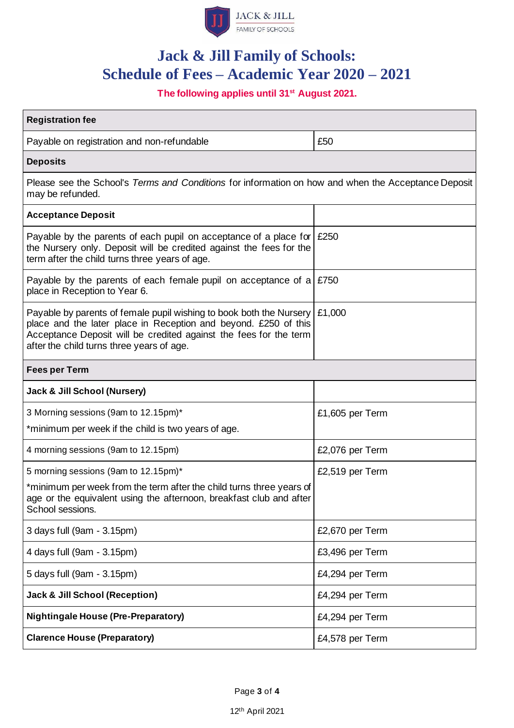# Jack & Jill Family of Schools: Schedule of Fees – Academic Year 2020 – 2021

**The following applies until 31st August 2021.**

| **Registration fee** | |
|---|---|
| Payable on registration and non-refundable | £50 |
| **Deposits** | |
| Please see the School's *Terms and Conditions* for information on how and when the Acceptance Deposit may be refunded. | |
| **Acceptance Deposit** | |
| Payable by the parents of each pupil on acceptance of a place for the Nursery only. Deposit will be credited against the fees for the term after the child turns three years of age. | £250 |
| Payable by the parents of each female pupil on acceptance of a place in Reception to Year 6. | £750 |
| Payable by parents of female pupil wishing to book both the Nursery place and the later place in Reception and beyond. £250 of this Acceptance Deposit will be credited against the fees for the term after the child turns three years of age. | £1,000 |
| **Fees per Term** | |
| **Jack & Jill School (Nursery)** | |
| 3 Morning sessions (9am to 12.15pm)* <br> *minimum per week if the child is two years of age. | £1,605 per Term |
| 4 morning sessions (9am to 12.15pm) | £2,076 per Term |
| 5 morning sessions (9am to 12.15pm)* <br> *minimum per week from the term after the child turns three years of age or the equivalent using the afternoon, breakfast club and after School sessions. | £2,519 per Term |
| 3 days full (9am - 3.15pm) | £2,670 per Term |
| 4 days full (9am - 3.15pm) | £3,496 per Term |
| 5 days full (9am - 3.15pm) | £4,294 per Term |
| **Jack & Jill School (Reception)** | £4,294 per Term |
| **Nightingale House (Pre-Preparatory)** | £4,294 per Term |
| **Clarence House (Preparatory)** | £4,578 per Term |

12th April 2021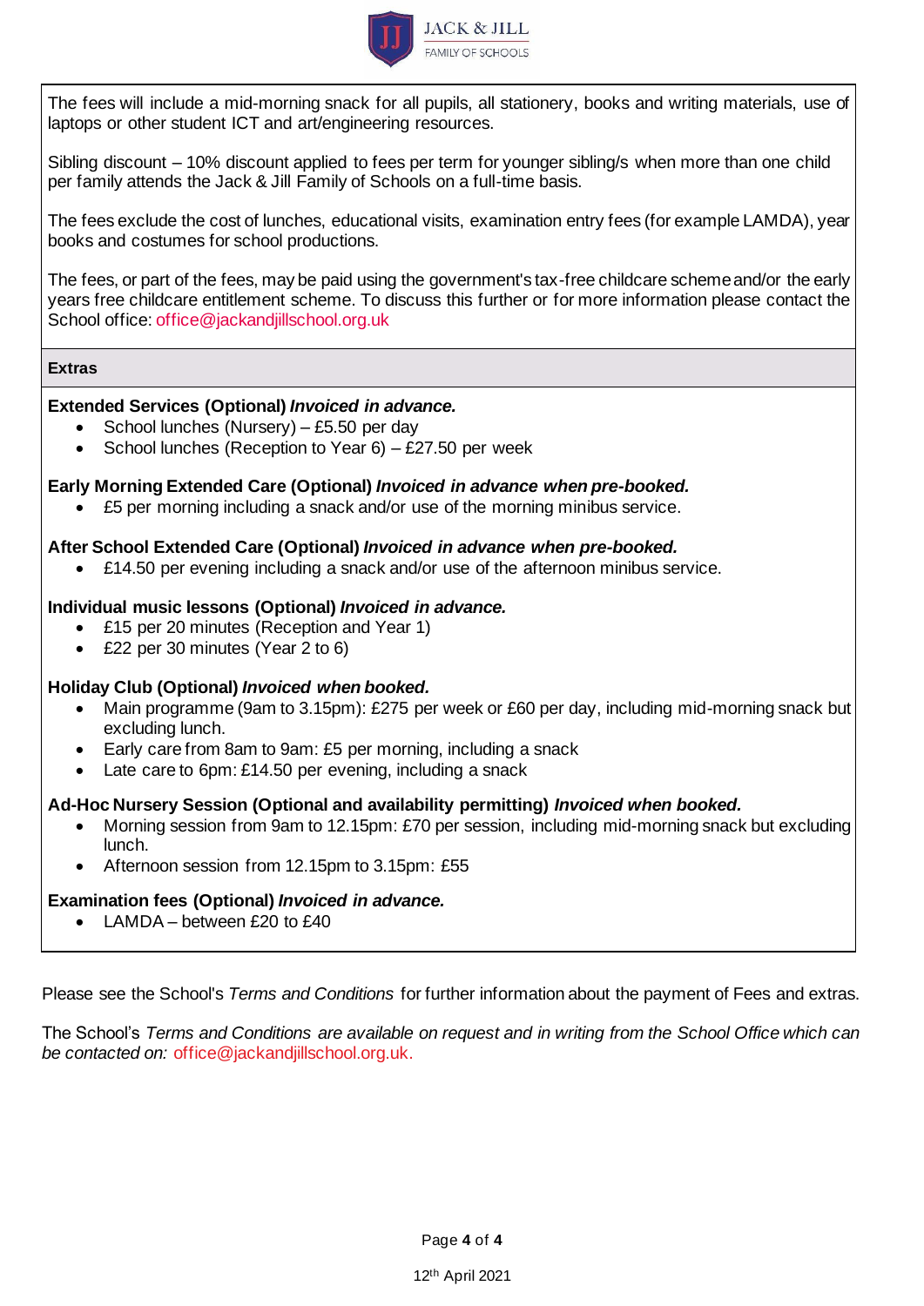The fees will include a mid-morning snack for all pupils, all stationery, books and writing materials, use of laptops or other student ICT and art/engineering resources.

Sibling discount – 10% discount applied to fees per term for younger sibling/s when more than one child per family attends the Jack & Jill Family of Schools on a full-time basis.

The fees exclude the cost of lunches, educational visits, examination entry fees (for example LAMDA), year books and costumes for school productions.

The fees, or part of the fees, may be paid using the government's tax-free childcare scheme and/or the early years free childcare entitlement scheme. To discuss this further or for more information please contact the School office: office@jackandjillschool.org.uk

**Extras**

**Extended Services (Optional)** ***Invoiced in advance.***

- School lunches (Nursery) – £5.50 per day
- School lunches (Reception to Year 6) – £27.50 per week

**Early Morning Extended Care (Optional)** ***Invoiced in advance when pre-booked.***

- £5 per morning including a snack and/or use of the morning minibus service.

**After School Extended Care (Optional)** ***Invoiced in advance when pre-booked.***

- £14.50 per evening including a snack and/or use of the afternoon minibus service.

**Individual music lessons (Optional)** ***Invoiced in advance.***

- £15 per 20 minutes (Reception and Year 1)
- £22 per 30 minutes (Year 2 to 6)

**Holiday Club (Optional)** ***Invoiced when booked.***

- Main programme (9am to 3.15pm): £275 per week or £60 per day, including mid-morning snack but excluding lunch.
- Early care from 8am to 9am: £5 per morning, including a snack
- Late care to 6pm: £14.50 per evening, including a snack

**Ad-Hoc Nursery Session (Optional and availability permitting)** ***Invoiced when booked.***

- Morning session from 9am to 12.15pm: £70 per session, including mid-morning snack but excluding lunch.
- Afternoon session from 12.15pm to 3.15pm: £55

**Examination fees (Optional)** ***Invoiced in advance.***

- LAMDA – between £20 to £40

Please see the School's *Terms and Conditions* for further information about the payment of Fees and extras.

The School's *Terms and Conditions are available on request and in writing from the School Office which can be contacted on:* office@jackandjillschool.org.uk.

12th April 2021